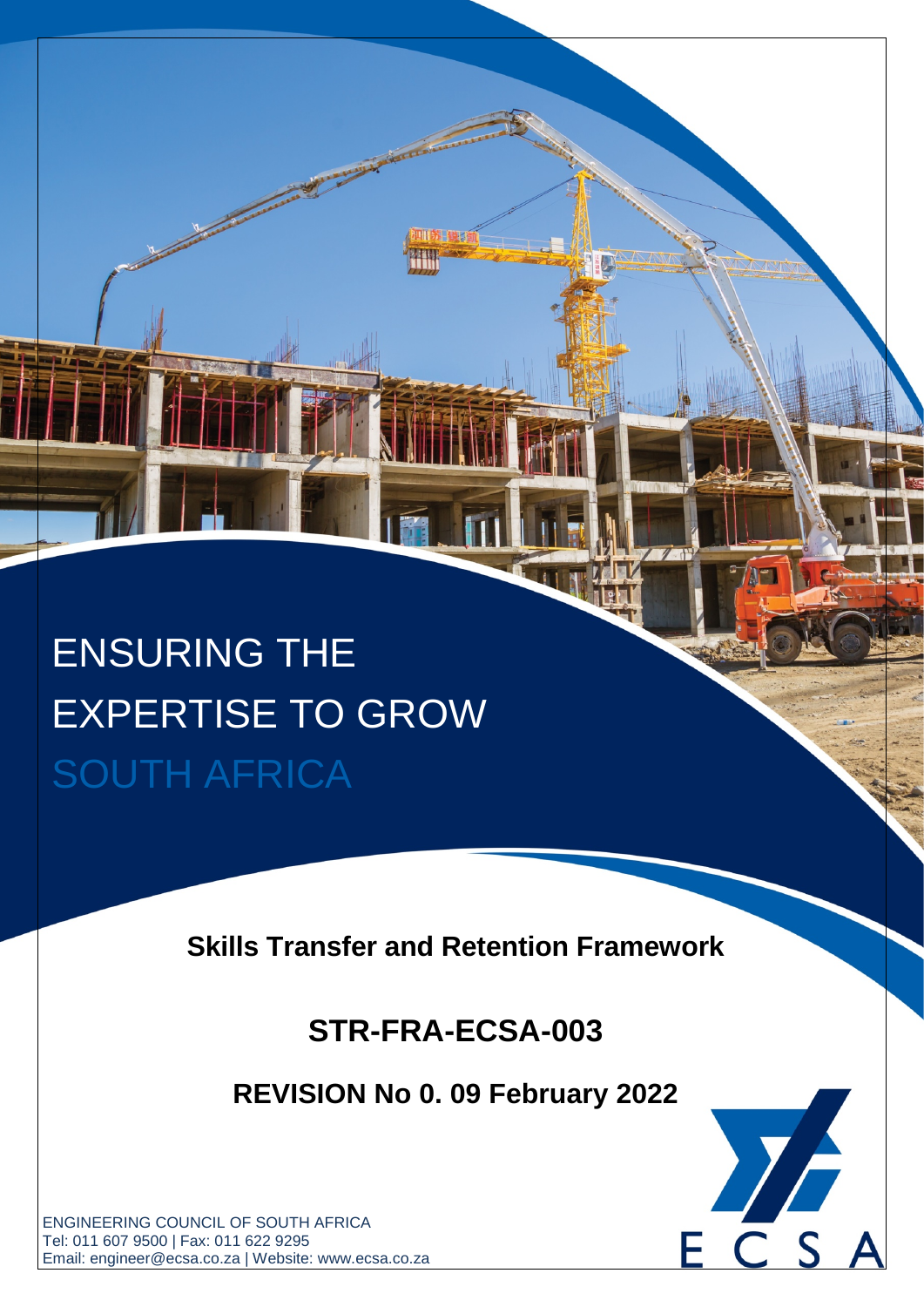# ENSURING THE EXPERTISE TO GROW SOUTH AFRICA

**Skills Transfer and Retention Framework**

**STR-FRA-ECSA-003**

**REVISION No 0. 09 February 2022**

ENGINEERING COUNCIL OF SOUTH AFRICA
Tel: 011 607 9500 | Fax: 011 622 9295
Email: engineer@ecsa.co.za | Website: www.ecsa.co.za

ECSA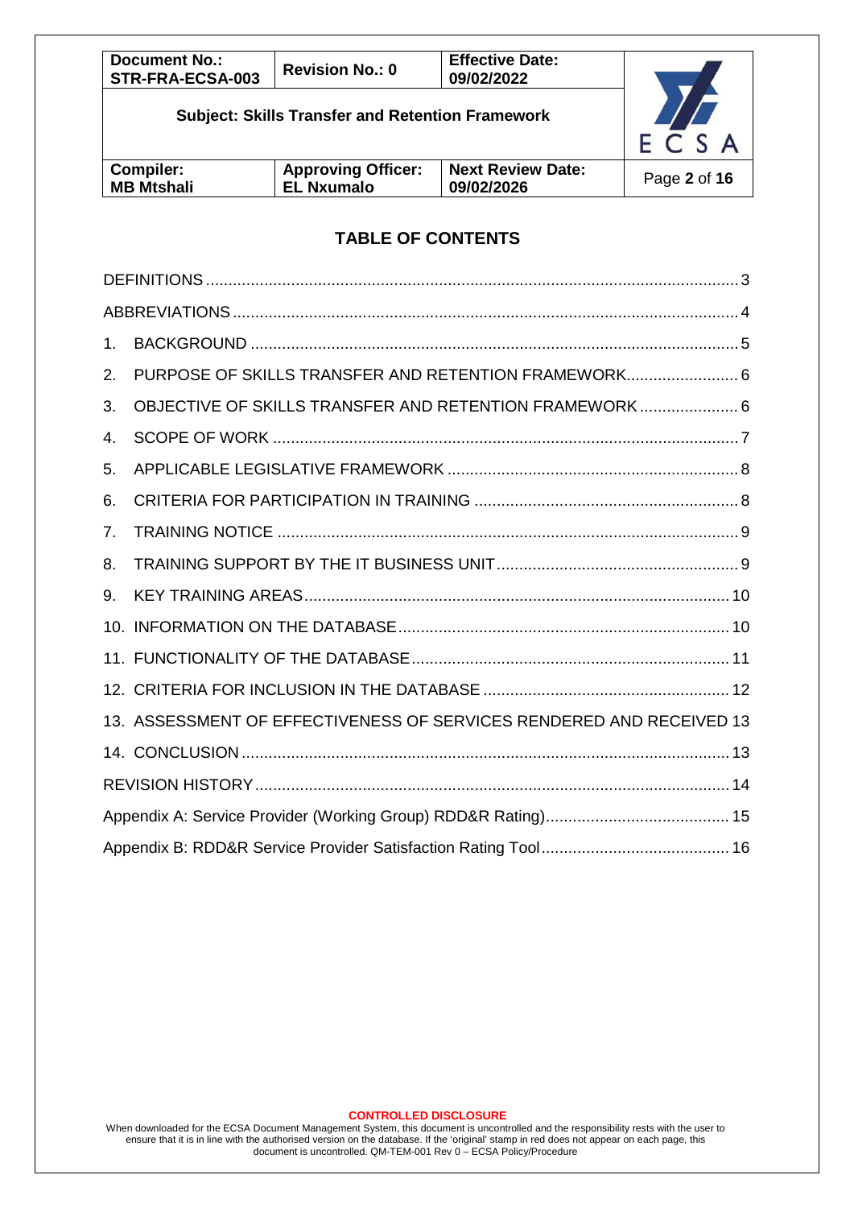# TABLE OF CONTENTS

DEFINITIONS ........ 3

ABBREVIATIONS ........ 4

1. BACKGROUND ........ 5
2. PURPOSE OF SKILLS TRANSFER AND RETENTION FRAMEWORK ........ 6
3. OBJECTIVE OF SKILLS TRANSFER AND RETENTION FRAMEWORK ........ 6
4. SCOPE OF WORK ........ 7
5. APPLICABLE LEGISLATIVE FRAMEWORK ........ 8
6. CRITERIA FOR PARTICIPATION IN TRAINING ........ 8
7. TRAINING NOTICE ........ 9
8. TRAINING SUPPORT BY THE IT BUSINESS UNIT ........ 9
9. KEY TRAINING AREAS ........ 10
10. INFORMATION ON THE DATABASE ........ 10
11. FUNCTIONALITY OF THE DATABASE ........ 11
12. CRITERIA FOR INCLUSION IN THE DATABASE ........ 12
13. ASSESSMENT OF EFFECTIVENESS OF SERVICES RENDERED AND RECEIVED 13
14. CONCLUSION ........ 13

REVISION HISTORY ........ 14

Appendix A: Service Provider (Working Group) RDD&R Rating) ........ 15

Appendix B: RDD&R Service Provider Satisfaction Rating Tool ........ 16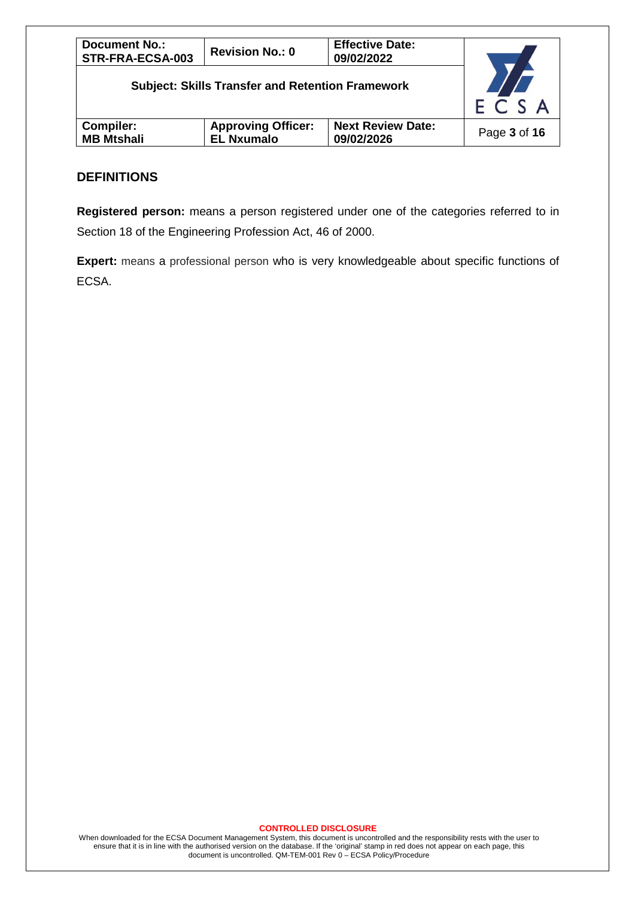## DEFINITIONS

**Registered person:** means a person registered under one of the categories referred to in Section 18 of the Engineering Profession Act, 46 of 2000.

**Expert:** means a professional person who is very knowledgeable about specific functions of ECSA.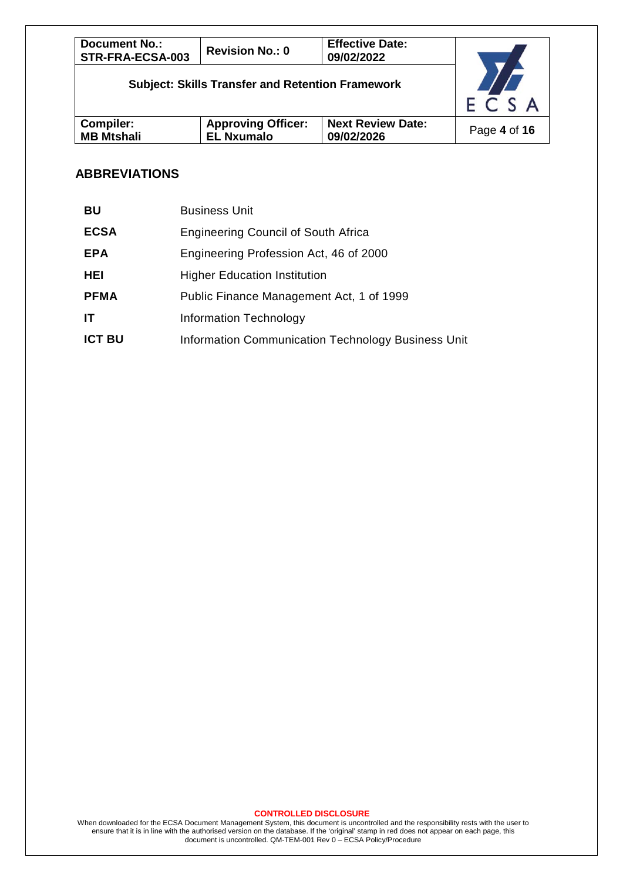## ABBREVIATIONS

| | |
|---|---|
| **BU** | Business Unit |
| **ECSA** | Engineering Council of South Africa |
| **EPA** | Engineering Profession Act, 46 of 2000 |
| **HEI** | Higher Education Institution |
| **PFMA** | Public Finance Management Act, 1 of 1999 |
| **IT** | Information Technology |
| **ICT BU** | Information Communication Technology Business Unit |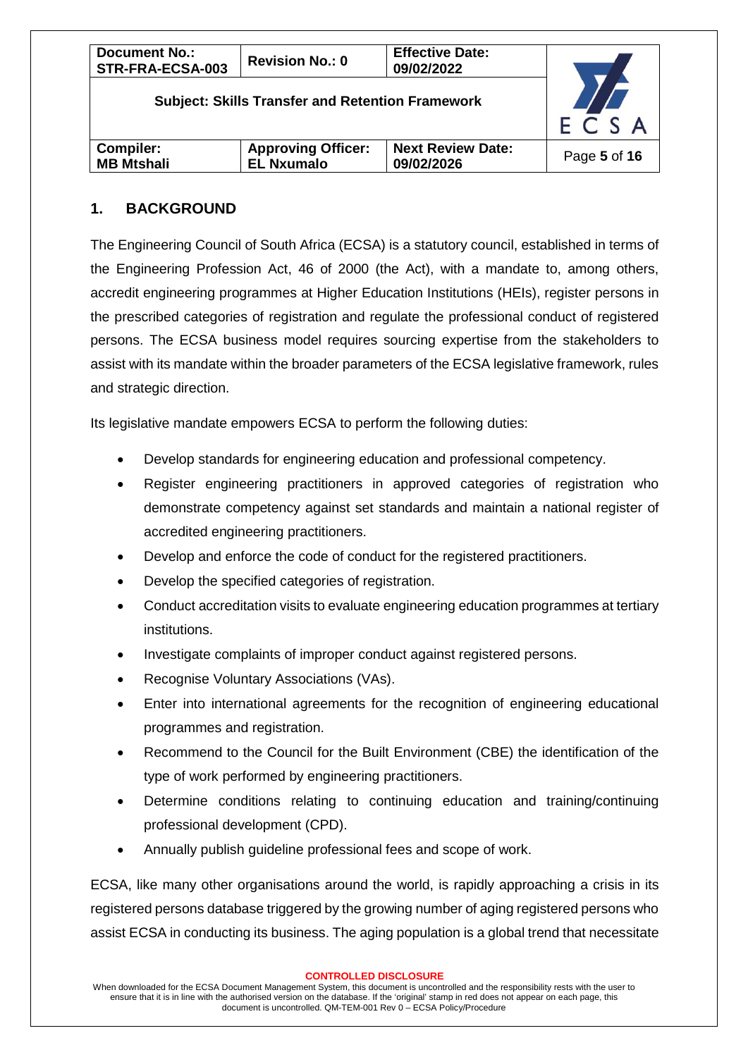## 1. BACKGROUND

The Engineering Council of South Africa (ECSA) is a statutory council, established in terms of the Engineering Profession Act, 46 of 2000 (the Act), with a mandate to, among others, accredit engineering programmes at Higher Education Institutions (HEIs), register persons in the prescribed categories of registration and regulate the professional conduct of registered persons. The ECSA business model requires sourcing expertise from the stakeholders to assist with its mandate within the broader parameters of the ECSA legislative framework, rules and strategic direction.

Its legislative mandate empowers ECSA to perform the following duties:

- Develop standards for engineering education and professional competency.
- Register engineering practitioners in approved categories of registration who demonstrate competency against set standards and maintain a national register of accredited engineering practitioners.
- Develop and enforce the code of conduct for the registered practitioners.
- Develop the specified categories of registration.
- Conduct accreditation visits to evaluate engineering education programmes at tertiary institutions.
- Investigate complaints of improper conduct against registered persons.
- Recognise Voluntary Associations (VAs).
- Enter into international agreements for the recognition of engineering educational programmes and registration.
- Recommend to the Council for the Built Environment (CBE) the identification of the type of work performed by engineering practitioners.
- Determine conditions relating to continuing education and training/continuing professional development (CPD).
- Annually publish guideline professional fees and scope of work.

ECSA, like many other organisations around the world, is rapidly approaching a crisis in its registered persons database triggered by the growing number of aging registered persons who assist ECSA in conducting its business. The aging population is a global trend that necessitate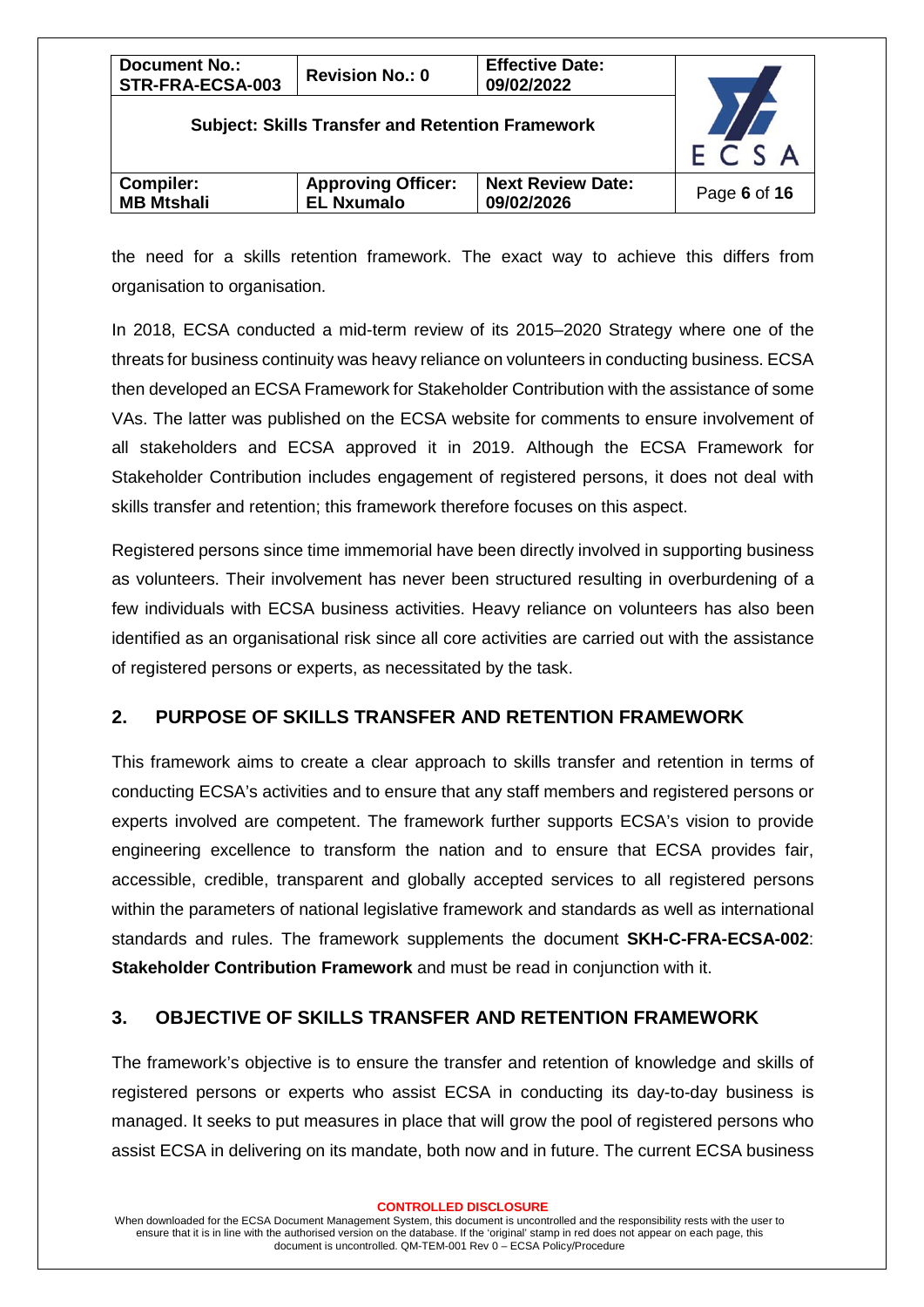the need for a skills retention framework. The exact way to achieve this differs from organisation to organisation.

In 2018, ECSA conducted a mid-term review of its 2015–2020 Strategy where one of the threats for business continuity was heavy reliance on volunteers in conducting business. ECSA then developed an ECSA Framework for Stakeholder Contribution with the assistance of some VAs. The latter was published on the ECSA website for comments to ensure involvement of all stakeholders and ECSA approved it in 2019. Although the ECSA Framework for Stakeholder Contribution includes engagement of registered persons, it does not deal with skills transfer and retention; this framework therefore focuses on this aspect.

Registered persons since time immemorial have been directly involved in supporting business as volunteers. Their involvement has never been structured resulting in overburdening of a few individuals with ECSA business activities. Heavy reliance on volunteers has also been identified as an organisational risk since all core activities are carried out with the assistance of registered persons or experts, as necessitated by the task.

## 2. PURPOSE OF SKILLS TRANSFER AND RETENTION FRAMEWORK

This framework aims to create a clear approach to skills transfer and retention in terms of conducting ECSA's activities and to ensure that any staff members and registered persons or experts involved are competent. The framework further supports ECSA's vision to provide engineering excellence to transform the nation and to ensure that ECSA provides fair, accessible, credible, transparent and globally accepted services to all registered persons within the parameters of national legislative framework and standards as well as international standards and rules. The framework supplements the document **SKH-C-FRA-ECSA-002**: **Stakeholder Contribution Framework** and must be read in conjunction with it.

## 3. OBJECTIVE OF SKILLS TRANSFER AND RETENTION FRAMEWORK

The framework's objective is to ensure the transfer and retention of knowledge and skills of registered persons or experts who assist ECSA in conducting its day-to-day business is managed. It seeks to put measures in place that will grow the pool of registered persons who assist ECSA in delivering on its mandate, both now and in future. The current ECSA business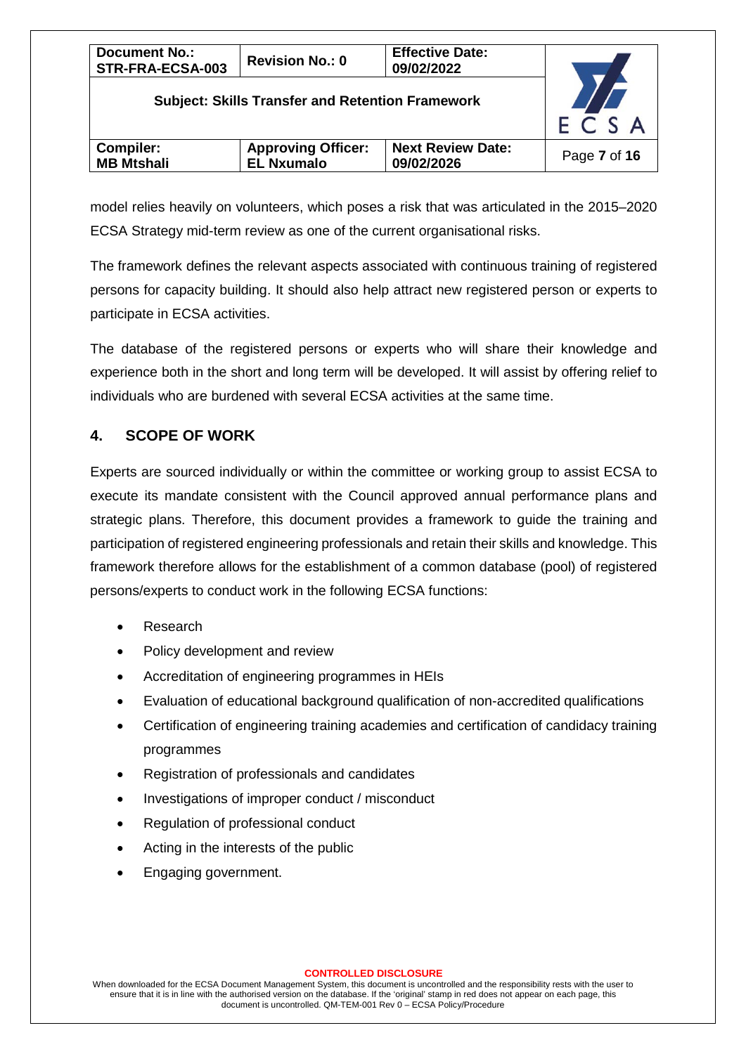model relies heavily on volunteers, which poses a risk that was articulated in the 2015–2020 ECSA Strategy mid-term review as one of the current organisational risks.

The framework defines the relevant aspects associated with continuous training of registered persons for capacity building. It should also help attract new registered person or experts to participate in ECSA activities.

The database of the registered persons or experts who will share their knowledge and experience both in the short and long term will be developed. It will assist by offering relief to individuals who are burdened with several ECSA activities at the same time.

## 4. SCOPE OF WORK

Experts are sourced individually or within the committee or working group to assist ECSA to execute its mandate consistent with the Council approved annual performance plans and strategic plans. Therefore, this document provides a framework to guide the training and participation of registered engineering professionals and retain their skills and knowledge. This framework therefore allows for the establishment of a common database (pool) of registered persons/experts to conduct work in the following ECSA functions:

- Research
- Policy development and review
- Accreditation of engineering programmes in HEIs
- Evaluation of educational background qualification of non-accredited qualifications
- Certification of engineering training academies and certification of candidacy training programmes
- Registration of professionals and candidates
- Investigations of improper conduct / misconduct
- Regulation of professional conduct
- Acting in the interests of the public
- Engaging government.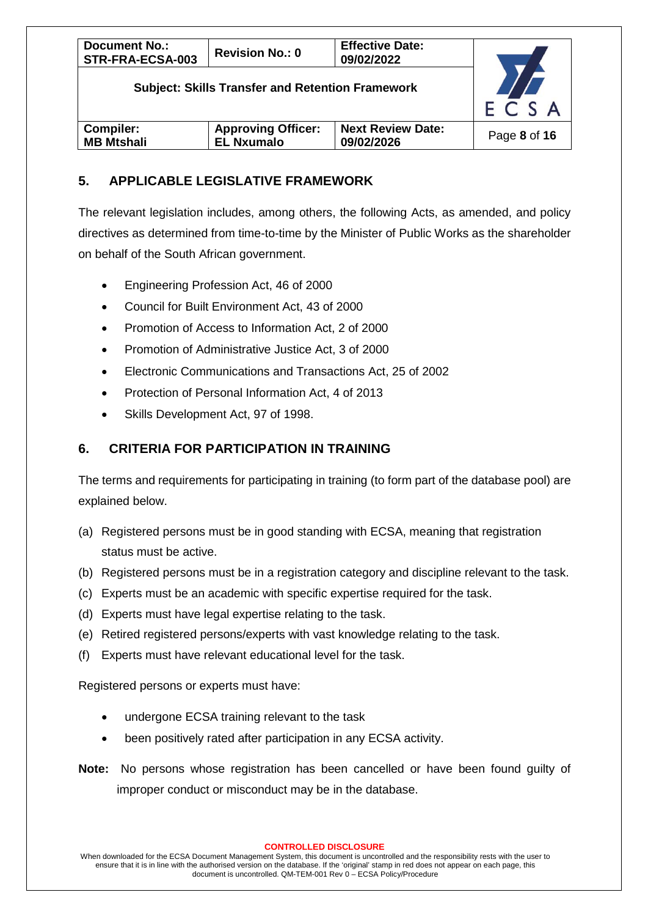## 5. APPLICABLE LEGISLATIVE FRAMEWORK

The relevant legislation includes, among others, the following Acts, as amended, and policy directives as determined from time-to-time by the Minister of Public Works as the shareholder on behalf of the South African government.

- Engineering Profession Act, 46 of 2000
- Council for Built Environment Act, 43 of 2000
- Promotion of Access to Information Act, 2 of 2000
- Promotion of Administrative Justice Act, 3 of 2000
- Electronic Communications and Transactions Act, 25 of 2002
- Protection of Personal Information Act, 4 of 2013
- Skills Development Act, 97 of 1998.

## 6. CRITERIA FOR PARTICIPATION IN TRAINING

The terms and requirements for participating in training (to form part of the database pool) are explained below.

(a) Registered persons must be in good standing with ECSA, meaning that registration status must be active.

(b) Registered persons must be in a registration category and discipline relevant to the task.

(c) Experts must be an academic with specific expertise required for the task.

(d) Experts must have legal expertise relating to the task.

(e) Retired registered persons/experts with vast knowledge relating to the task.

(f) Experts must have relevant educational level for the task.

Registered persons or experts must have:

- undergone ECSA training relevant to the task
- been positively rated after participation in any ECSA activity.

**Note:** No persons whose registration has been cancelled or have been found guilty of improper conduct or misconduct may be in the database.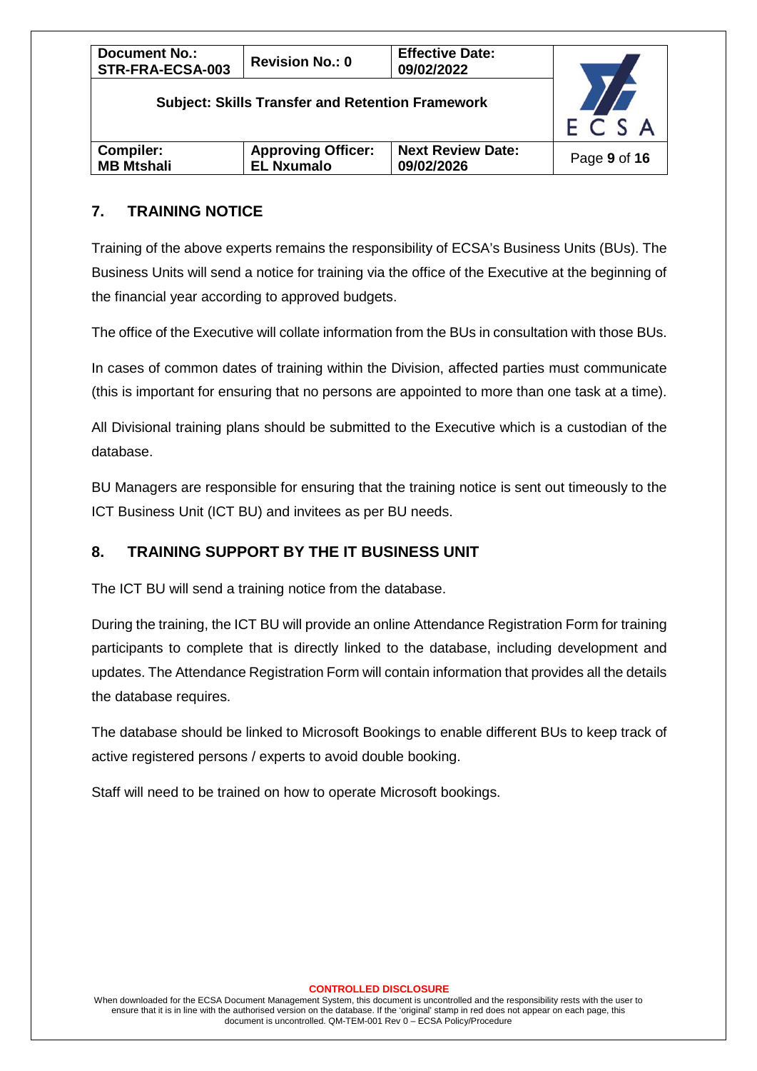## 7. TRAINING NOTICE

Training of the above experts remains the responsibility of ECSA's Business Units (BUs). The Business Units will send a notice for training via the office of the Executive at the beginning of the financial year according to approved budgets.

The office of the Executive will collate information from the BUs in consultation with those BUs.

In cases of common dates of training within the Division, affected parties must communicate (this is important for ensuring that no persons are appointed to more than one task at a time).

All Divisional training plans should be submitted to the Executive which is a custodian of the database.

BU Managers are responsible for ensuring that the training notice is sent out timeously to the ICT Business Unit (ICT BU) and invitees as per BU needs.

## 8. TRAINING SUPPORT BY THE IT BUSINESS UNIT

The ICT BU will send a training notice from the database.

During the training, the ICT BU will provide an online Attendance Registration Form for training participants to complete that is directly linked to the database, including development and updates. The Attendance Registration Form will contain information that provides all the details the database requires.

The database should be linked to Microsoft Bookings to enable different BUs to keep track of active registered persons / experts to avoid double booking.

Staff will need to be trained on how to operate Microsoft bookings.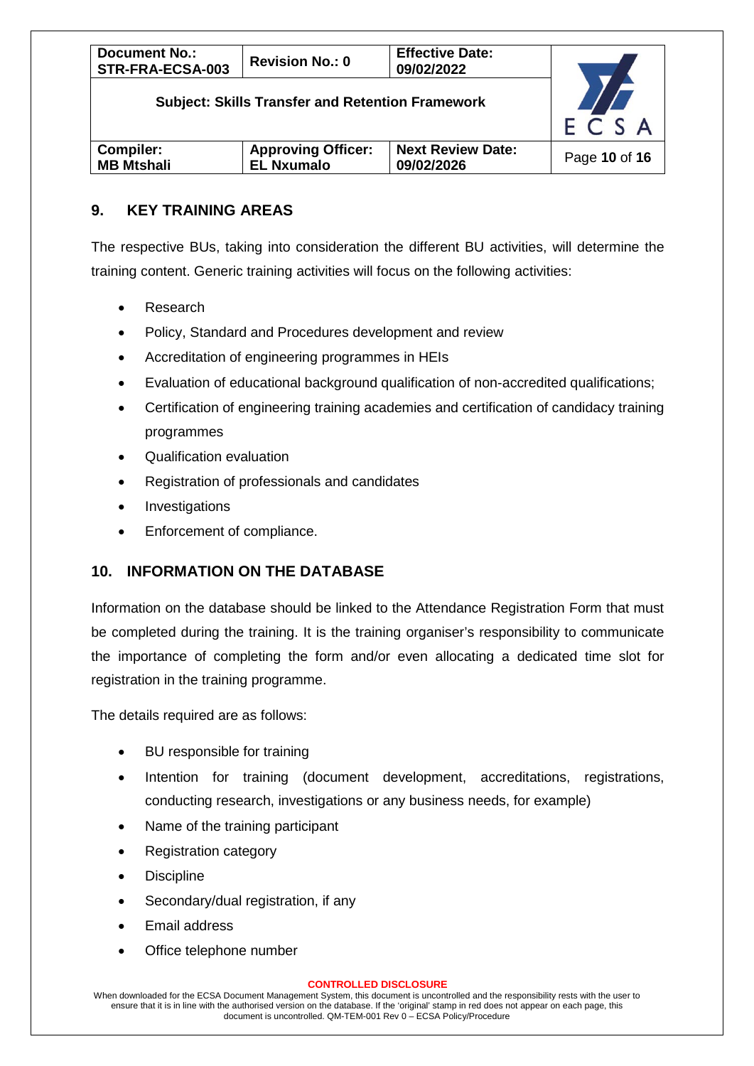## 9. KEY TRAINING AREAS

The respective BUs, taking into consideration the different BU activities, will determine the training content. Generic training activities will focus on the following activities:

- Research
- Policy, Standard and Procedures development and review
- Accreditation of engineering programmes in HEIs
- Evaluation of educational background qualification of non-accredited qualifications;
- Certification of engineering training academies and certification of candidacy training programmes
- Qualification evaluation
- Registration of professionals and candidates
- Investigations
- Enforcement of compliance.

## 10. INFORMATION ON THE DATABASE

Information on the database should be linked to the Attendance Registration Form that must be completed during the training. It is the training organiser's responsibility to communicate the importance of completing the form and/or even allocating a dedicated time slot for registration in the training programme.

The details required are as follows:

- BU responsible for training
- Intention for training (document development, accreditations, registrations, conducting research, investigations or any business needs, for example)
- Name of the training participant
- Registration category
- Discipline
- Secondary/dual registration, if any
- Email address
- Office telephone number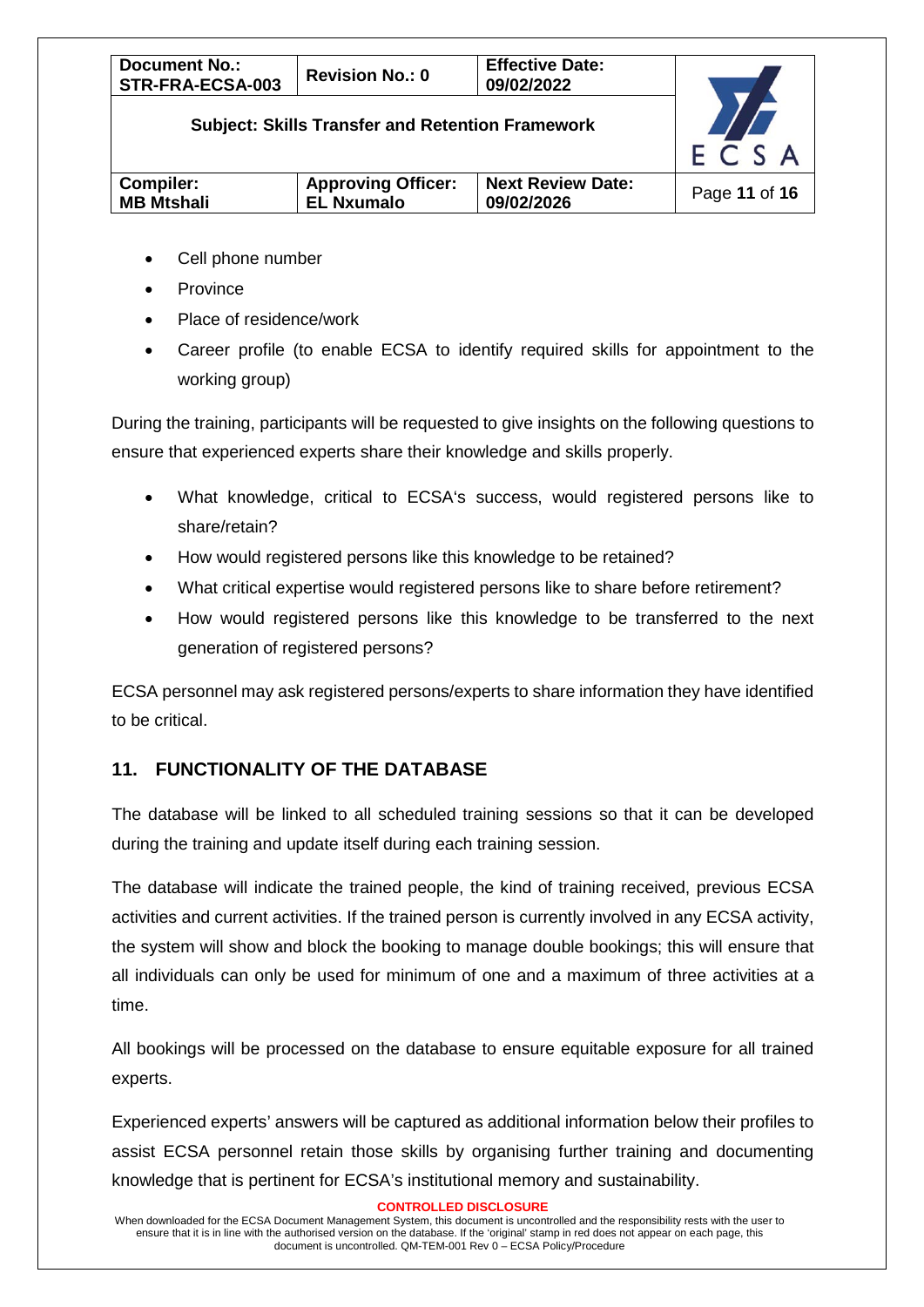- Cell phone number
- Province
- Place of residence/work
- Career profile (to enable ECSA to identify required skills for appointment to the working group)

During the training, participants will be requested to give insights on the following questions to ensure that experienced experts share their knowledge and skills properly.

- What knowledge, critical to ECSA's success, would registered persons like to share/retain?
- How would registered persons like this knowledge to be retained?
- What critical expertise would registered persons like to share before retirement?
- How would registered persons like this knowledge to be transferred to the next generation of registered persons?

ECSA personnel may ask registered persons/experts to share information they have identified to be critical.

## 11. FUNCTIONALITY OF THE DATABASE

The database will be linked to all scheduled training sessions so that it can be developed during the training and update itself during each training session.

The database will indicate the trained people, the kind of training received, previous ECSA activities and current activities. If the trained person is currently involved in any ECSA activity, the system will show and block the booking to manage double bookings; this will ensure that all individuals can only be used for minimum of one and a maximum of three activities at a time.

All bookings will be processed on the database to ensure equitable exposure for all trained experts.

Experienced experts' answers will be captured as additional information below their profiles to assist ECSA personnel retain those skills by organising further training and documenting knowledge that is pertinent for ECSA's institutional memory and sustainability.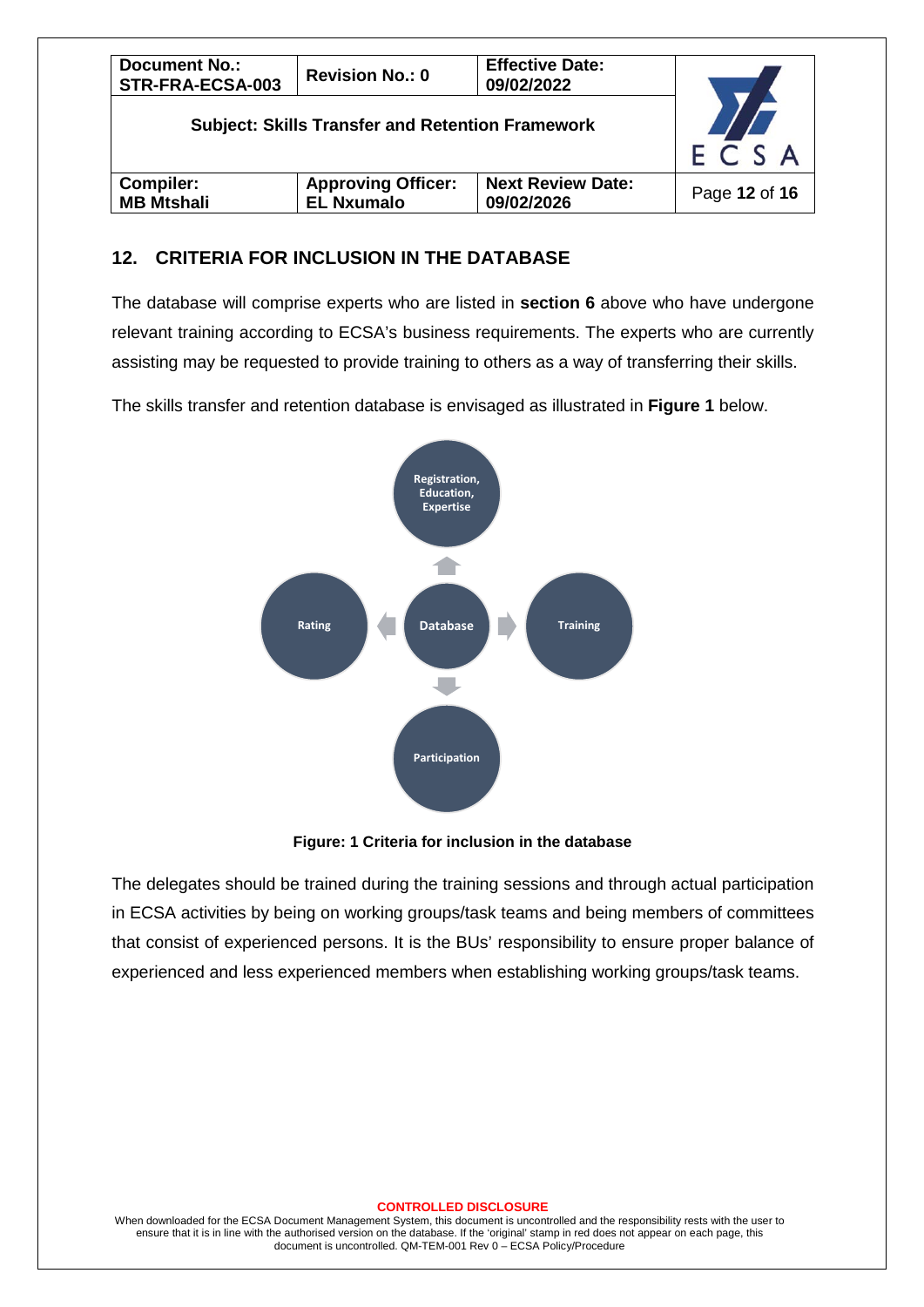## 12. CRITERIA FOR INCLUSION IN THE DATABASE

The database will comprise experts who are listed in **section 6** above who have undergone relevant training according to ECSA's business requirements. The experts who are currently assisting may be requested to provide training to others as a way of transferring their skills.

The skills transfer and retention database is envisaged as illustrated in **Figure 1** below.

Registration, Education, Expertise

Rating

Database

Training

Participation

**Figure: 1 Criteria for inclusion in the database**

The delegates should be trained during the training sessions and through actual participation in ECSA activities by being on working groups/task teams and being members of committees that consist of experienced persons. It is the BUs' responsibility to ensure proper balance of experienced and less experienced members when establishing working groups/task teams.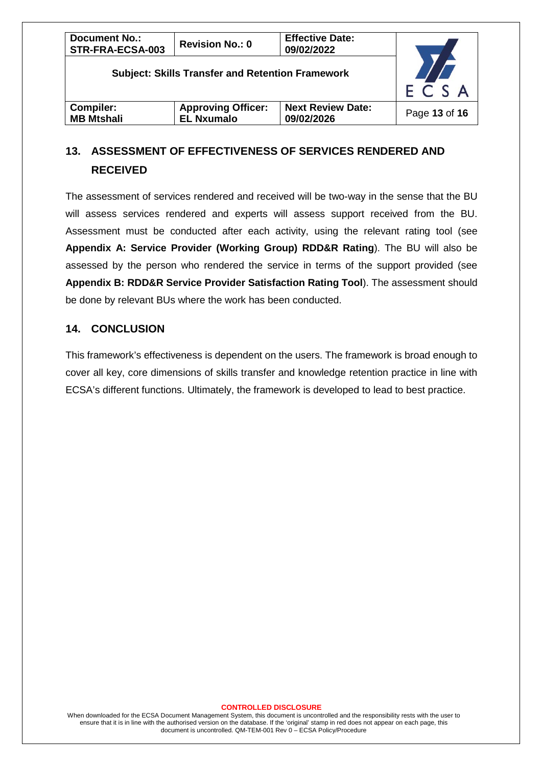## 13. ASSESSMENT OF EFFECTIVENESS OF SERVICES RENDERED AND RECEIVED

The assessment of services rendered and received will be two-way in the sense that the BU will assess services rendered and experts will assess support received from the BU. Assessment must be conducted after each activity, using the relevant rating tool (see **Appendix A: Service Provider (Working Group) RDD&R Rating**). The BU will also be assessed by the person who rendered the service in terms of the support provided (see **Appendix B: RDD&R Service Provider Satisfaction Rating Tool**). The assessment should be done by relevant BUs where the work has been conducted.

## 14. CONCLUSION

This framework's effectiveness is dependent on the users. The framework is broad enough to cover all key, core dimensions of skills transfer and knowledge retention practice in line with ECSA's different functions. Ultimately, the framework is developed to lead to best practice.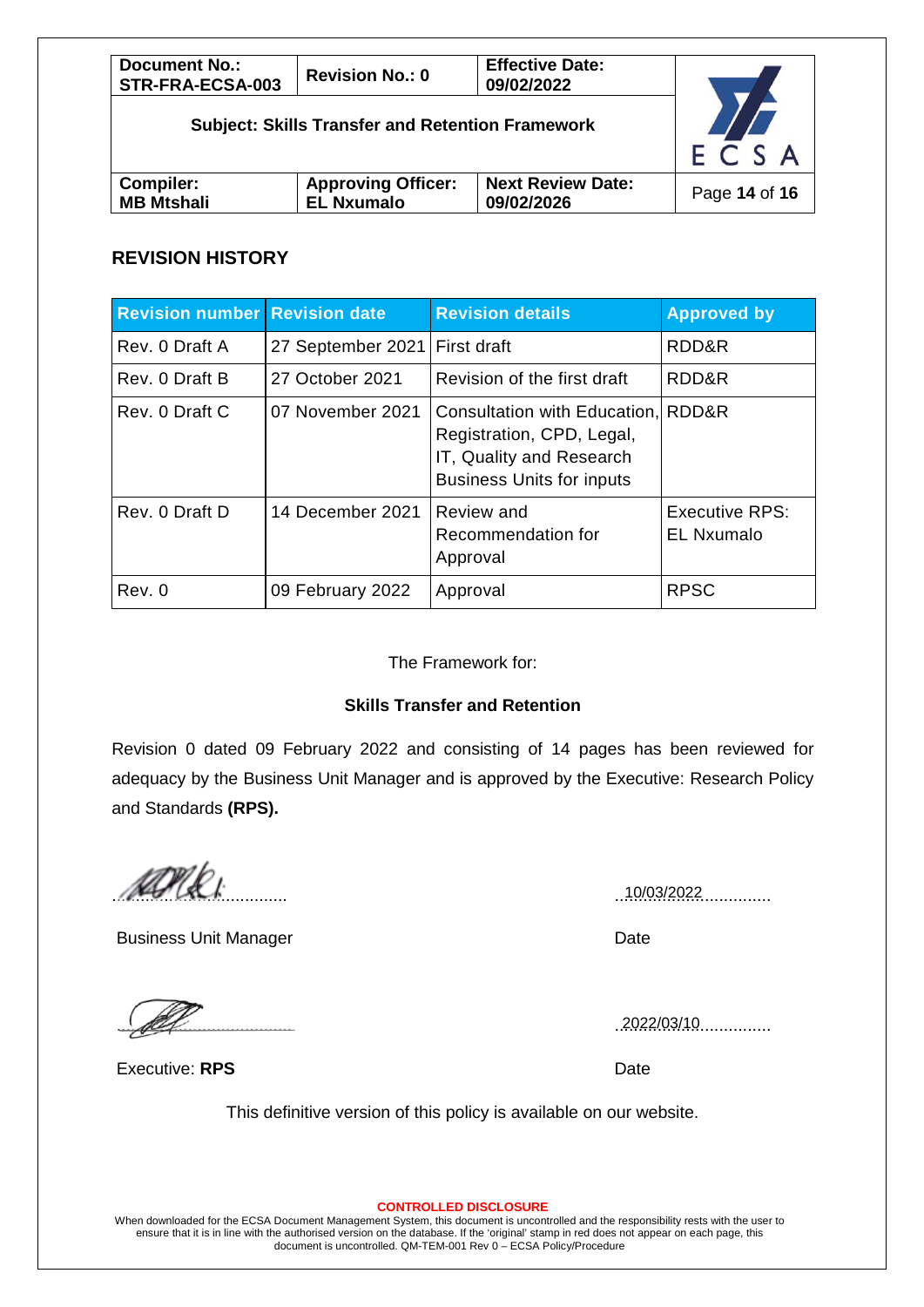## REVISION HISTORY

| Revision number | Revision date | Revision details | Approved by |
|---|---|---|---|
| Rev. 0 Draft A | 27 September 2021 | First draft | RDD&R |
| Rev. 0 Draft B | 27 October 2021 | Revision of the first draft | RDD&R |
| Rev. 0 Draft C | 07 November 2021 | Consultation with Education, Registration, CPD, Legal, IT, Quality and Research Business Units for inputs | RDD&R |
| Rev. 0 Draft D | 14 December 2021 | Review and Recommendation for Approval | Executive RPS: EL Nxumalo |
| Rev. 0 | 09 February 2022 | Approval | RPSC |

The Framework for:

**Skills Transfer and Retention**

Revision 0 dated 09 February 2022 and consisting of 14 pages has been reviewed for adequacy by the Business Unit Manager and is approved by the Executive: Research Policy and Standards **(RPS).**

.................................. ..10/03/2022..............

Business Unit Manager Date

.................................. ..2022/03/10..............

Executive: **RPS** Date

This definitive version of this policy is available on our website.

**CONTROLLED DISCLOSURE**

When downloaded for the ECSA Document Management System, this document is uncontrolled and the responsibility rests with the user to ensure that it is in line with the authorised version on the database. If the 'original' stamp in red does not appear on each page, this document is uncontrolled. QM-TEM-001 Rev 0 – ECSA Policy/Procedure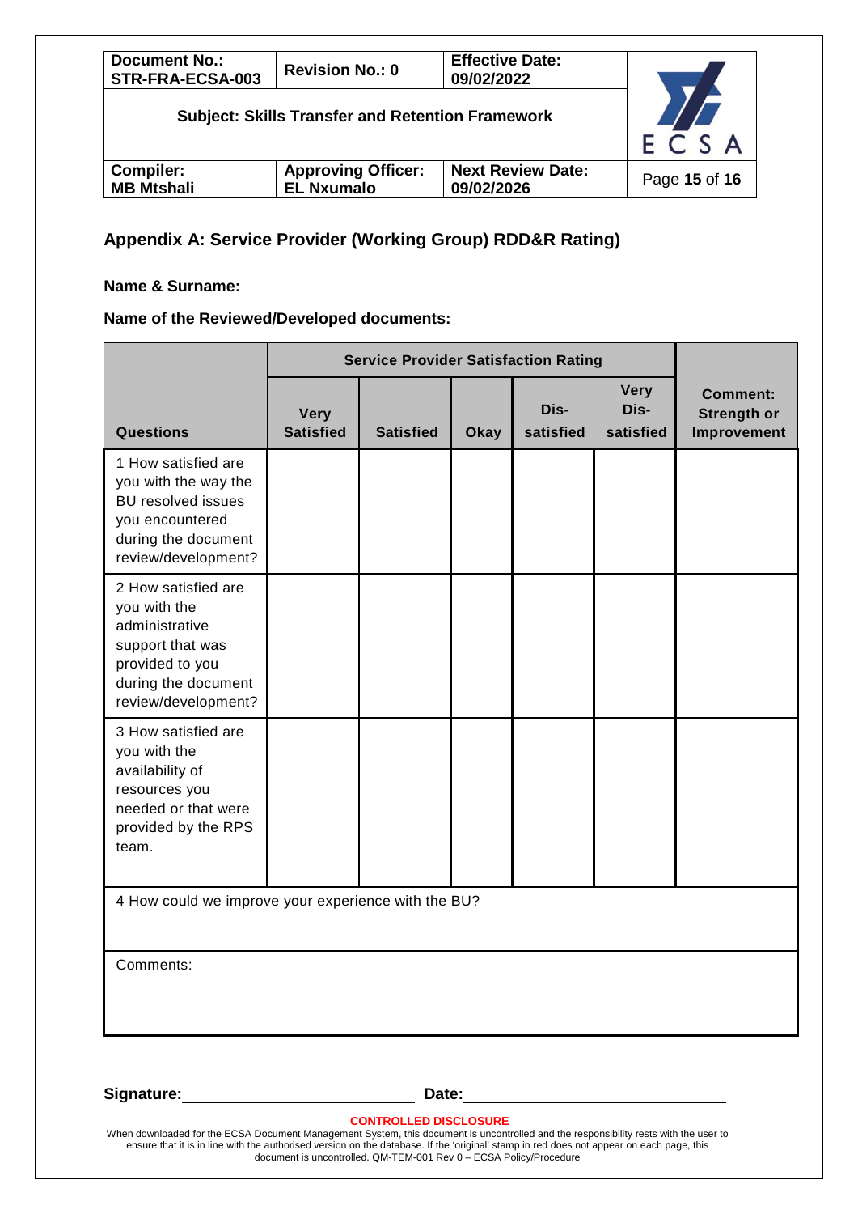## Appendix A: Service Provider (Working Group) RDD&R Rating)

**Name & Surname:**

**Name of the Reviewed/Developed documents:**

| | Service Provider Satisfaction Rating | | | | | |
|---|---|---|---|---|---|---|
| **Questions** | **Very Satisfied** | **Satisfied** | **Okay** | **Dis-satisfied** | **Very Dis-satisfied** | **Comment: Strength or Improvement** |
| 1 How satisfied are you with the way the BU resolved issues you encountered during the document review/development? | | | | | | |
| 2 How satisfied are you with the administrative support that was provided to you during the document review/development? | | | | | | |
| 3 How satisfied are you with the availability of resources you needed or that were provided by the RPS team. | | | | | | |
| 4 How could we improve your experience with the BU? | | | | | | |
| Comments: | | | | | | |

**Signature:**\_\_\_\_\_\_\_\_\_\_\_\_\_\_\_\_\_\_\_\_\_\_\_\_ **Date:**\_\_\_\_\_\_\_\_\_\_\_\_\_\_\_\_\_\_\_\_\_\_\_\_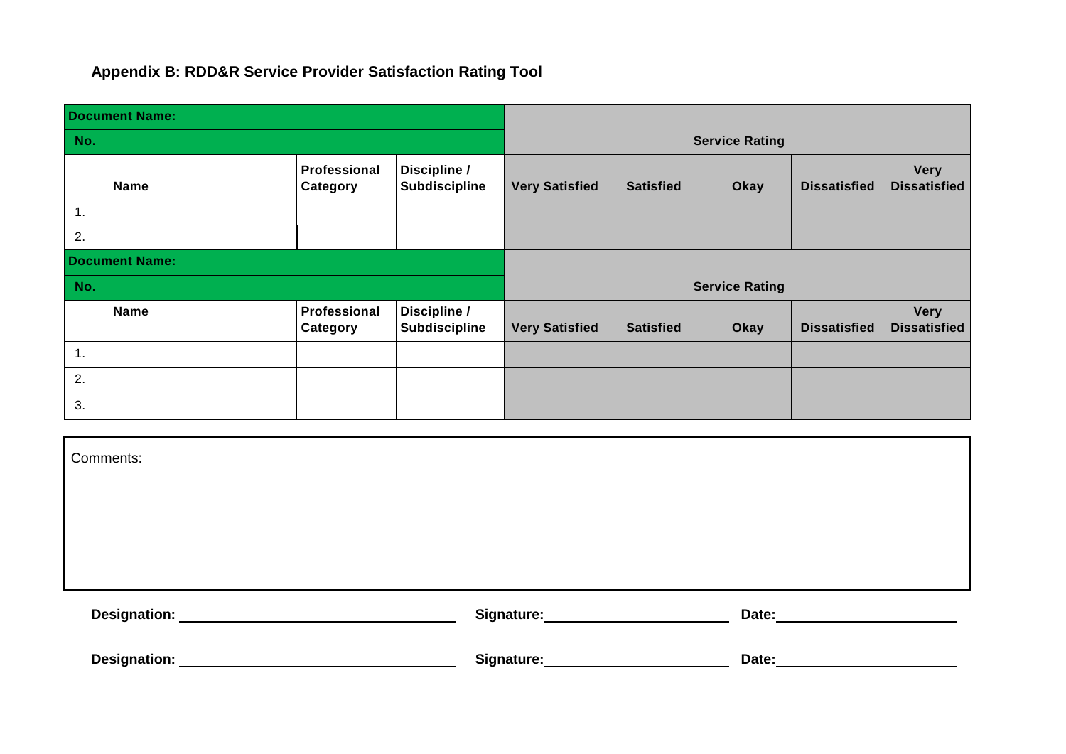### Appendix B: RDD&R Service Provider Satisfaction Rating Tool

| | | | | | | | | |
|---|---|---|---|---|---|---|---|---|
| **Document Name:** | | | | | | | | |
| **No.** | | | | **Service Rating** | | | | |
| | **Name** | **Professional Category** | **Discipline / Subdiscipline** | **Very Satisfied** | **Satisfied** | **Okay** | **Dissatisfied** | **Very Dissatisfied** |
| 1. | | | | | | | | |
| 2. | | | | | | | | |
| **Document Name:** | | | | | | | | |
| **No.** | | | | **Service Rating** | | | | |
| | **Name** | **Professional Category** | **Discipline / Subdiscipline** | **Very Satisfied** | **Satisfied** | **Okay** | **Dissatisfied** | **Very Dissatisfied** |
| 1. | | | | | | | | |
| 2. | | | | | | | | |
| 3. | | | | | | | | |

Comments:

**Designation:** ______________________ **Signature:** ______________________ **Date:** ______________________

**Designation:** ______________________ **Signature:** ______________________ **Date:** ______________________